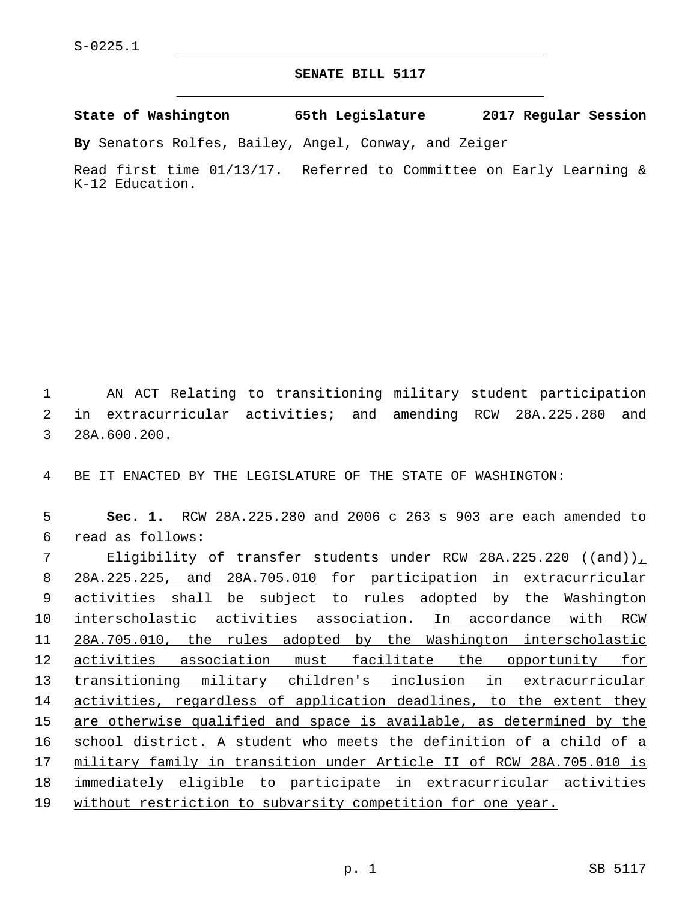S-0225.1

# SENATE BILL 5117

**State of Washington 65th Legislature 2017 Regular Session**

**By** Senators Rolfes, Bailey, Angel, Conway, and Zeiger

Read first time 01/13/17. Referred to Committee on Early Learning & K-12 Education.

AN ACT Relating to transitioning military student participation in extracurricular activities; and amending RCW 28A.225.280 and 28A.600.200.

BE IT ENACTED BY THE LEGISLATURE OF THE STATE OF WASHINGTON:

**Sec. 1.** RCW 28A.225.280 and 2006 c 263 s 903 are each amended to read as follows:

Eligibility of transfer students under RCW 28A.225.220 ((~~and~~))<u>,</u> 28A.225.225<u>, and 28A.705.010</u> for participation in extracurricular activities shall be subject to rules adopted by the Washington interscholastic activities association. <u>In accordance with RCW 28A.705.010, the rules adopted by the Washington interscholastic activities association must facilitate the opportunity for transitioning military children's inclusion in extracurricular activities, regardless of application deadlines, to the extent they are otherwise qualified and space is available, as determined by the school district. A student who meets the definition of a child of a military family in transition under Article II of RCW 28A.705.010 is immediately eligible to participate in extracurricular activities without restriction to subvarsity competition for one year.</u>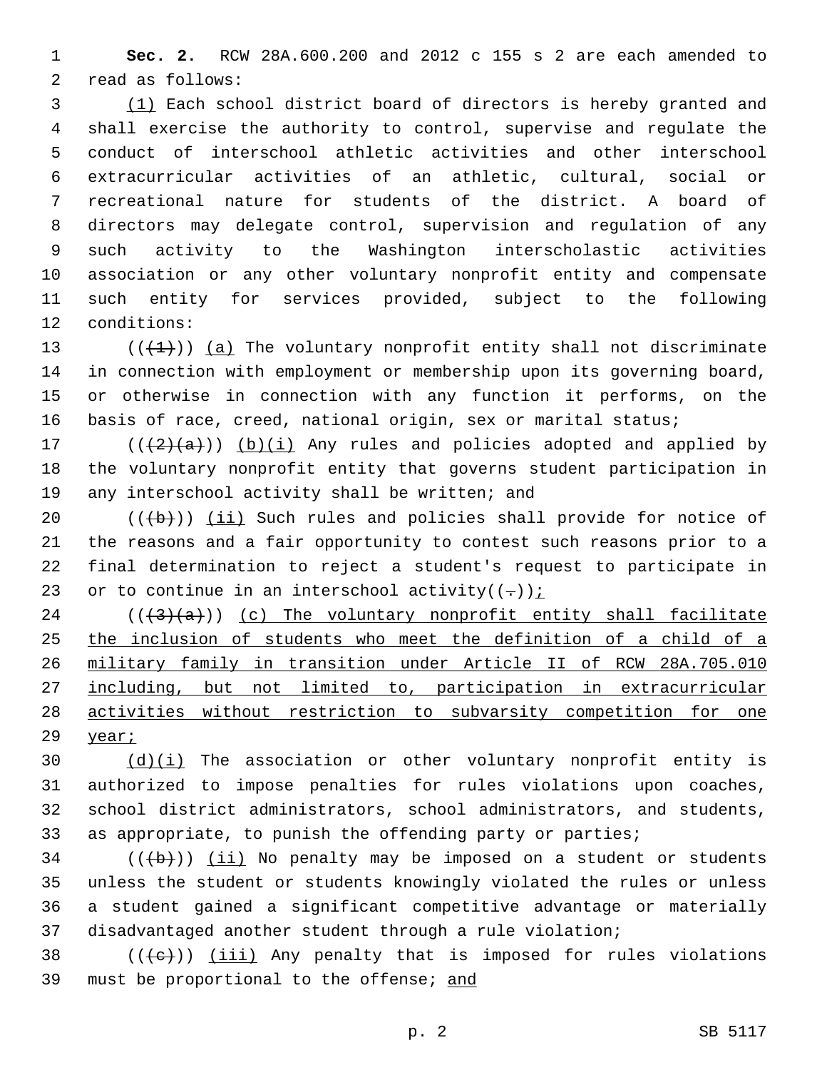**Sec. 2.** RCW 28A.600.200 and 2012 c 155 s 2 are each amended to read as follows:

(1) Each school district board of directors is hereby granted and shall exercise the authority to control, supervise and regulate the conduct of interschool athletic activities and other interschool extracurricular activities of an athletic, cultural, social or recreational nature for students of the district. A board of directors may delegate control, supervision and regulation of any such activity to the Washington interscholastic activities association or any other voluntary nonprofit entity and compensate such entity for services provided, subject to the following conditions:

(((1))) (a) The voluntary nonprofit entity shall not discriminate in connection with employment or membership upon its governing board, or otherwise in connection with any function it performs, on the basis of race, creed, national origin, sex or marital status;

(((2)(a))) (b)(i) Any rules and policies adopted and applied by the voluntary nonprofit entity that governs student participation in any interschool activity shall be written; and

(((b))) (ii) Such rules and policies shall provide for notice of the reasons and a fair opportunity to contest such reasons prior to a final determination to reject a student's request to participate in or to continue in an interschool activity((.));

(((3)(a))) (c) The voluntary nonprofit entity shall facilitate the inclusion of students who meet the definition of a child of a military family in transition under Article II of RCW 28A.705.010 including, but not limited to, participation in extracurricular activities without restriction to subvarsity competition for one year;

(d)(i) The association or other voluntary nonprofit entity is authorized to impose penalties for rules violations upon coaches, school district administrators, school administrators, and students, as appropriate, to punish the offending party or parties;

(((b))) (ii) No penalty may be imposed on a student or students unless the student or students knowingly violated the rules or unless a student gained a significant competitive advantage or materially disadvantaged another student through a rule violation;

(((c))) (iii) Any penalty that is imposed for rules violations must be proportional to the offense; and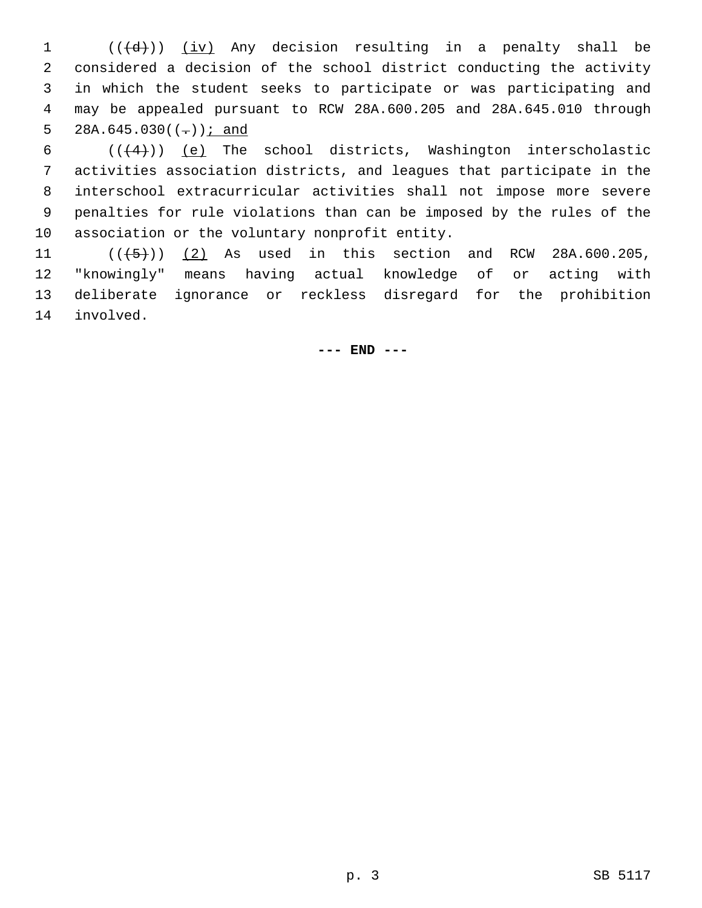(((d))) (iv) Any decision resulting in a penalty shall be considered a decision of the school district conducting the activity in which the student seeks to participate or was participating and may be appealed pursuant to RCW 28A.600.205 and 28A.645.010 through 28A.645.030((.)); and

(((4))) (e) The school districts, Washington interscholastic activities association districts, and leagues that participate in the interschool extracurricular activities shall not impose more severe penalties for rule violations than can be imposed by the rules of the association or the voluntary nonprofit entity.

(((5))) (2) As used in this section and RCW 28A.600.205, "knowingly" means having actual knowledge of or acting with deliberate ignorance or reckless disregard for the prohibition involved.

**--- END ---**